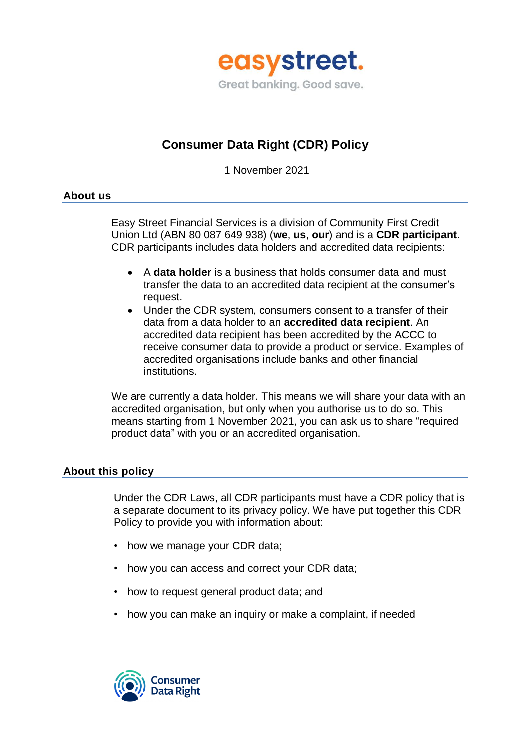easystreet.

Great banking. Good save.

# Consumer Data Right (CDR) Policy

1 November 2021

## About us

Easy Street Financial Services is a division of Community First Credit Union Ltd (ABN 80 087 649 938) (**we**, **us**, **our**) and is a **CDR participant**. CDR participants includes data holders and accredited data recipients:

- A **data holder** is a business that holds consumer data and must transfer the data to an accredited data recipient at the consumer's request.
- Under the CDR system, consumers consent to a transfer of their data from a data holder to an **accredited data recipient**. An accredited data recipient has been accredited by the ACCC to receive consumer data to provide a product or service. Examples of accredited organisations include banks and other financial institutions.

We are currently a data holder. This means we will share your data with an accredited organisation, but only when you authorise us to do so. This means starting from 1 November 2021, you can ask us to share "required product data" with you or an accredited organisation.

## About this policy

Under the CDR Laws, all CDR participants must have a CDR policy that is a separate document to its privacy policy. We have put together this CDR Policy to provide you with information about:

- how we manage your CDR data;
- how you can access and correct your CDR data;
- how to request general product data; and
- how you can make an inquiry or make a complaint, if needed

Consumer Data Right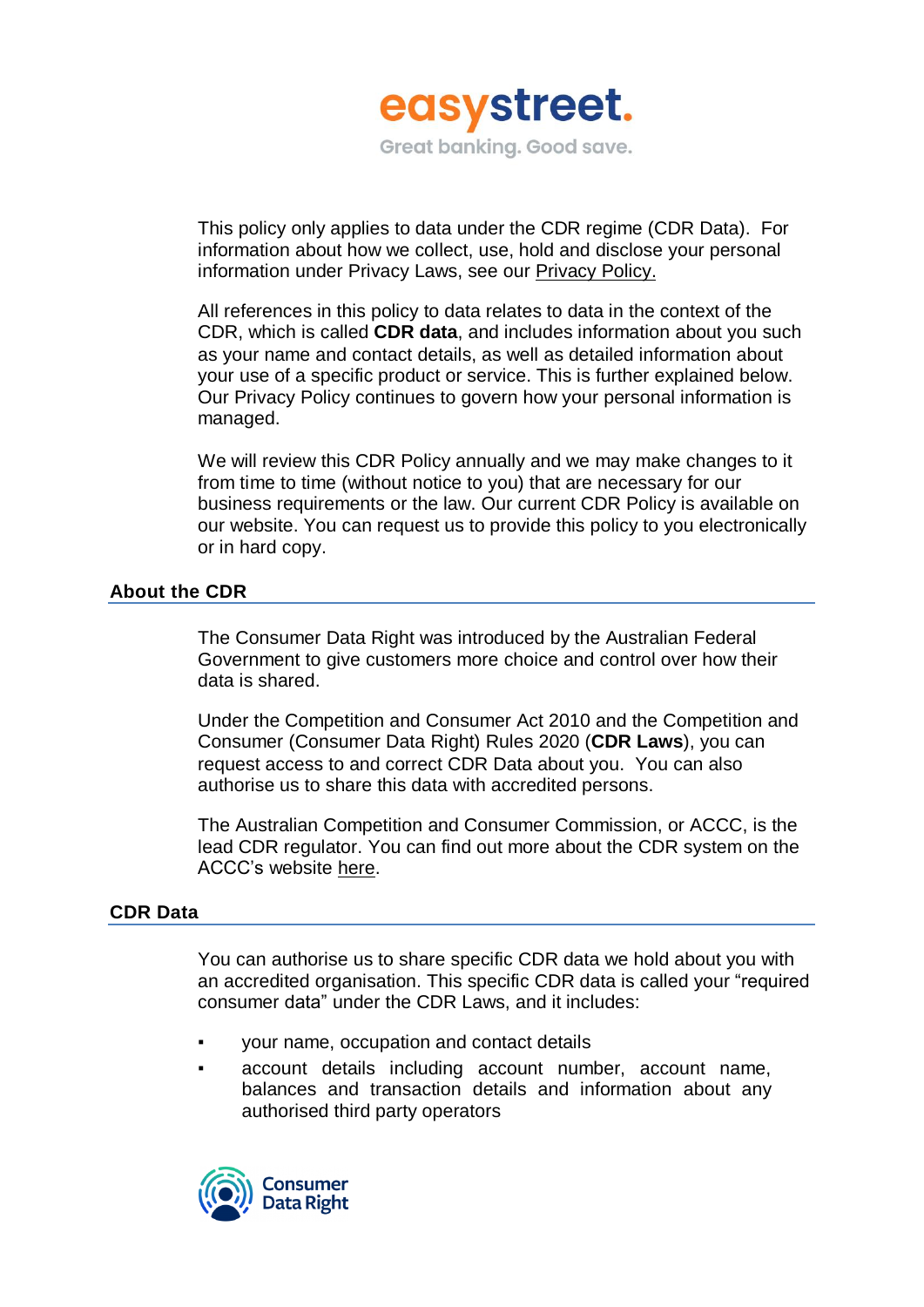This policy only applies to data under the CDR regime (CDR Data). For information about how we collect, use, hold and disclose your personal information under Privacy Laws, see our Privacy Policy.

All references in this policy to data relates to data in the context of the CDR, which is called **CDR data**, and includes information about you such as your name and contact details, as well as detailed information about your use of a specific product or service. This is further explained below. Our Privacy Policy continues to govern how your personal information is managed.

We will review this CDR Policy annually and we may make changes to it from time to time (without notice to you) that are necessary for our business requirements or the law. Our current CDR Policy is available on our website. You can request us to provide this policy to you electronically or in hard copy.

## About the CDR

The Consumer Data Right was introduced by the Australian Federal Government to give customers more choice and control over how their data is shared.

Under the Competition and Consumer Act 2010 and the Competition and Consumer (Consumer Data Right) Rules 2020 (**CDR Laws**), you can request access to and correct CDR Data about you. You can also authorise us to share this data with accredited persons.

The Australian Competition and Consumer Commission, or ACCC, is the lead CDR regulator. You can find out more about the CDR system on the ACCC's website here.

## CDR Data

You can authorise us to share specific CDR data we hold about you with an accredited organisation. This specific CDR data is called your "required consumer data" under the CDR Laws, and it includes:

- your name, occupation and contact details
- account details including account number, account name, balances and transaction details and information about any authorised third party operators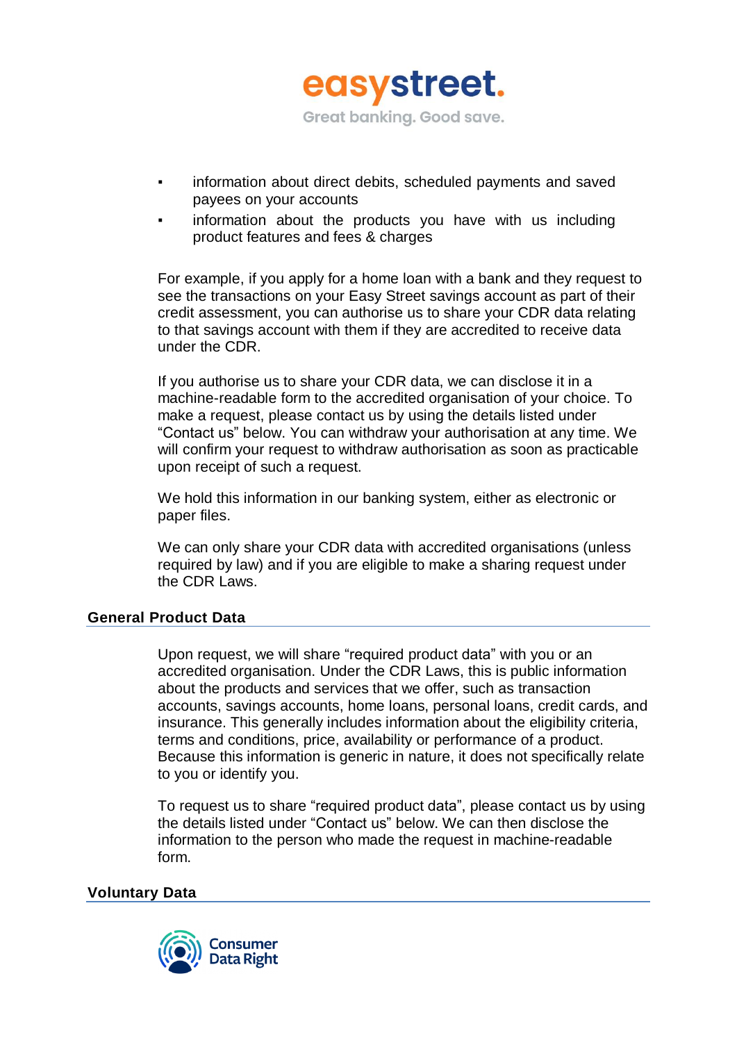- information about direct debits, scheduled payments and saved payees on your accounts
- information about the products you have with us including product features and fees & charges

For example, if you apply for a home loan with a bank and they request to see the transactions on your Easy Street savings account as part of their credit assessment, you can authorise us to share your CDR data relating to that savings account with them if they are accredited to receive data under the CDR.

If you authorise us to share your CDR data, we can disclose it in a machine-readable form to the accredited organisation of your choice. To make a request, please contact us by using the details listed under "Contact us" below. You can withdraw your authorisation at any time. We will confirm your request to withdraw authorisation as soon as practicable upon receipt of such a request.

We hold this information in our banking system, either as electronic or paper files.

We can only share your CDR data with accredited organisations (unless required by law) and if you are eligible to make a sharing request under the CDR Laws.

## General Product Data

Upon request, we will share "required product data" with you or an accredited organisation. Under the CDR Laws, this is public information about the products and services that we offer, such as transaction accounts, savings accounts, home loans, personal loans, credit cards, and insurance. This generally includes information about the eligibility criteria, terms and conditions, price, availability or performance of a product. Because this information is generic in nature, it does not specifically relate to you or identify you.

To request us to share "required product data", please contact us by using the details listed under "Contact us" below. We can then disclose the information to the person who made the request in machine-readable form.

## Voluntary Data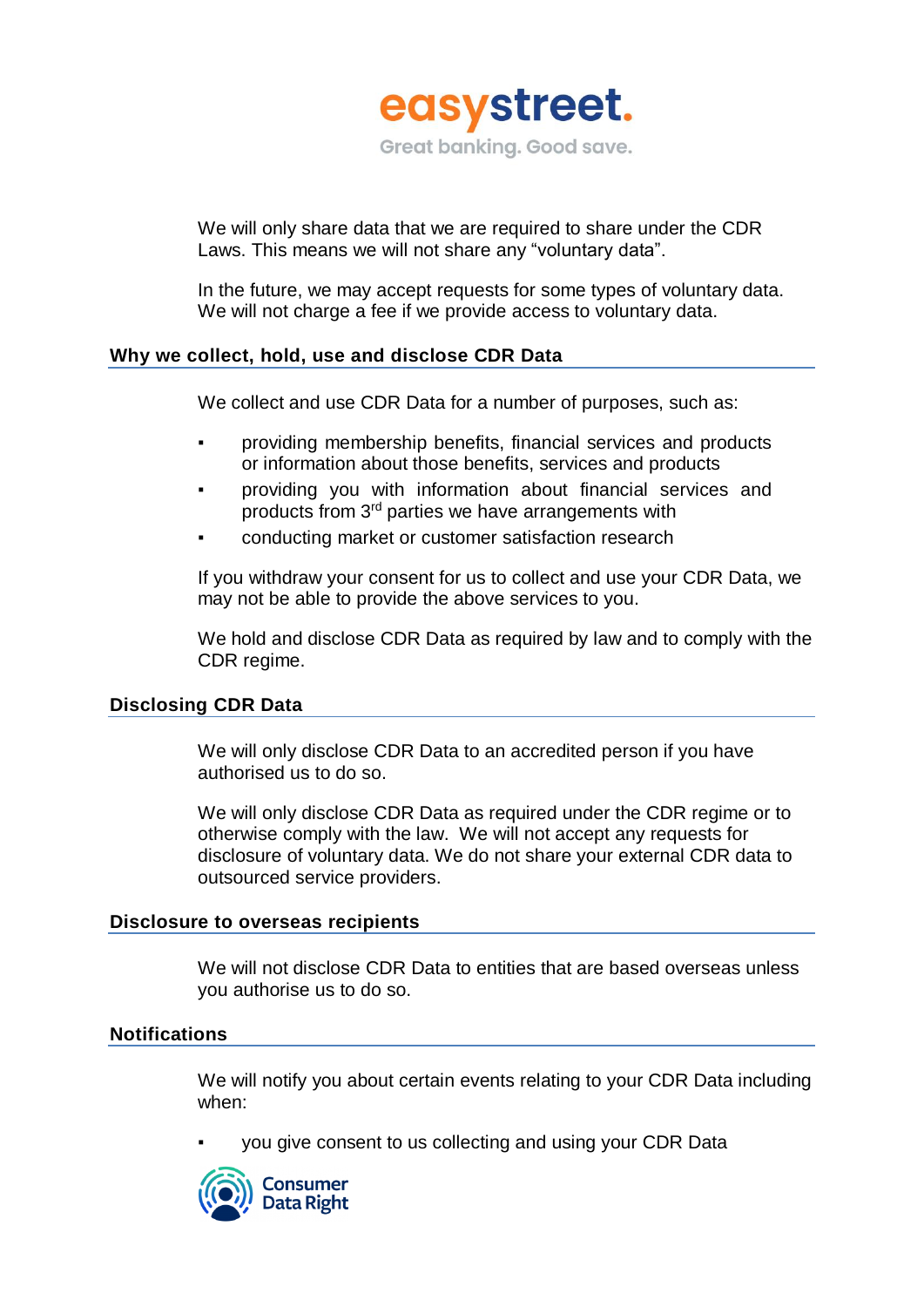We will only share data that we are required to share under the CDR Laws. This means we will not share any "voluntary data".

In the future, we may accept requests for some types of voluntary data. We will not charge a fee if we provide access to voluntary data.

## Why we collect, hold, use and disclose CDR Data

We collect and use CDR Data for a number of purposes, such as:

- providing membership benefits, financial services and products or information about those benefits, services and products
- providing you with information about financial services and products from 3rd parties we have arrangements with
- conducting market or customer satisfaction research

If you withdraw your consent for us to collect and use your CDR Data, we may not be able to provide the above services to you.

We hold and disclose CDR Data as required by law and to comply with the CDR regime.

## Disclosing CDR Data

We will only disclose CDR Data to an accredited person if you have authorised us to do so.

We will only disclose CDR Data as required under the CDR regime or to otherwise comply with the law. We will not accept any requests for disclosure of voluntary data. We do not share your external CDR data to outsourced service providers.

## Disclosure to overseas recipients

We will not disclose CDR Data to entities that are based overseas unless you authorise us to do so.

## Notifications

We will notify you about certain events relating to your CDR Data including when:

- you give consent to us collecting and using your CDR Data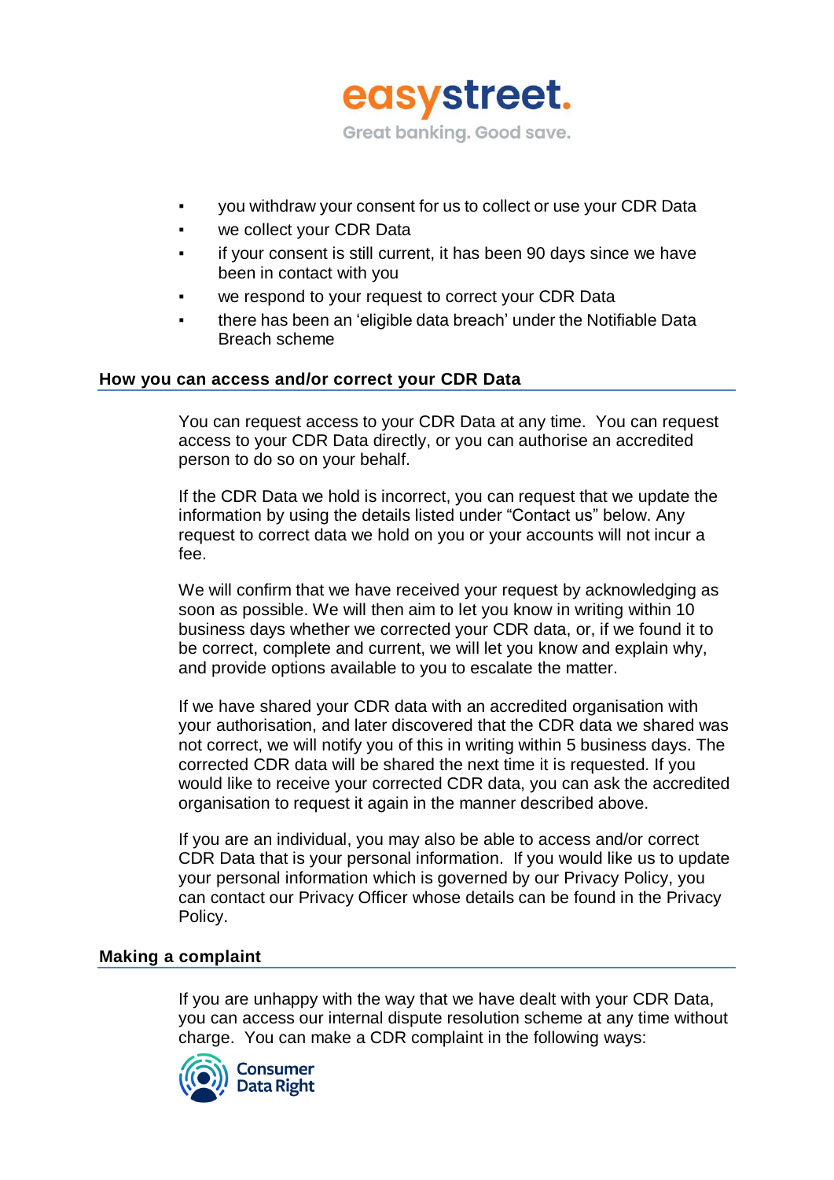- you withdraw your consent for us to collect or use your CDR Data
- we collect your CDR Data
- if your consent is still current, it has been 90 days since we have been in contact with you
- we respond to your request to correct your CDR Data
- there has been an 'eligible data breach' under the Notifiable Data Breach scheme

## How you can access and/or correct your CDR Data

You can request access to your CDR Data at any time. You can request access to your CDR Data directly, or you can authorise an accredited person to do so on your behalf.

If the CDR Data we hold is incorrect, you can request that we update the information by using the details listed under "Contact us" below. Any request to correct data we hold on you or your accounts will not incur a fee.

We will confirm that we have received your request by acknowledging as soon as possible. We will then aim to let you know in writing within 10 business days whether we corrected your CDR data, or, if we found it to be correct, complete and current, we will let you know and explain why, and provide options available to you to escalate the matter.

If we have shared your CDR data with an accredited organisation with your authorisation, and later discovered that the CDR data we shared was not correct, we will notify you of this in writing within 5 business days. The corrected CDR data will be shared the next time it is requested. If you would like to receive your corrected CDR data, you can ask the accredited organisation to request it again in the manner described above.

If you are an individual, you may also be able to access and/or correct CDR Data that is your personal information. If you would like us to update your personal information which is governed by our Privacy Policy, you can contact our Privacy Officer whose details can be found in the Privacy Policy.

## Making a complaint

If you are unhappy with the way that we have dealt with your CDR Data, you can access our internal dispute resolution scheme at any time without charge. You can make a CDR complaint in the following ways: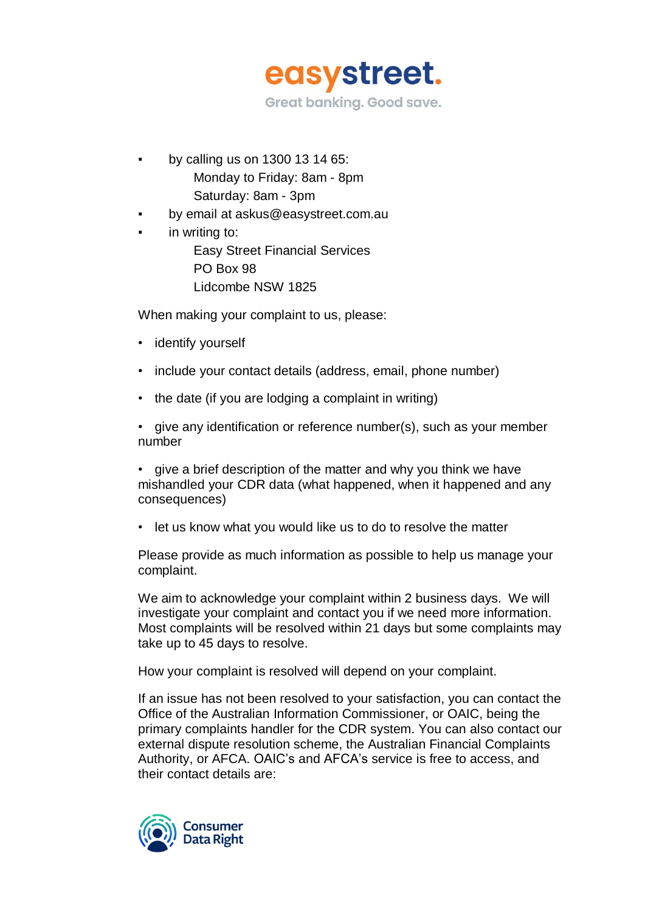- by calling us on 1300 13 14 65:
  - Monday to Friday: 8am - 8pm
  - Saturday: 8am - 3pm
- by email at askus@easystreet.com.au
- in writing to:
  - Easy Street Financial Services
  - PO Box 98
  - Lidcombe NSW 1825

When making your complaint to us, please:

- identify yourself
- include your contact details (address, email, phone number)
- the date (if you are lodging a complaint in writing)
- give any identification or reference number(s), such as your member number
- give a brief description of the matter and why you think we have mishandled your CDR data (what happened, when it happened and any consequences)
- let us know what you would like us to do to resolve the matter

Please provide as much information as possible to help us manage your complaint.

We aim to acknowledge your complaint within 2 business days. We will investigate your complaint and contact you if we need more information. Most complaints will be resolved within 21 days but some complaints may take up to 45 days to resolve.

How your complaint is resolved will depend on your complaint.

If an issue has not been resolved to your satisfaction, you can contact the Office of the Australian Information Commissioner, or OAIC, being the primary complaints handler for the CDR system. You can also contact our external dispute resolution scheme, the Australian Financial Complaints Authority, or AFCA. OAIC's and AFCA's service is free to access, and their contact details are: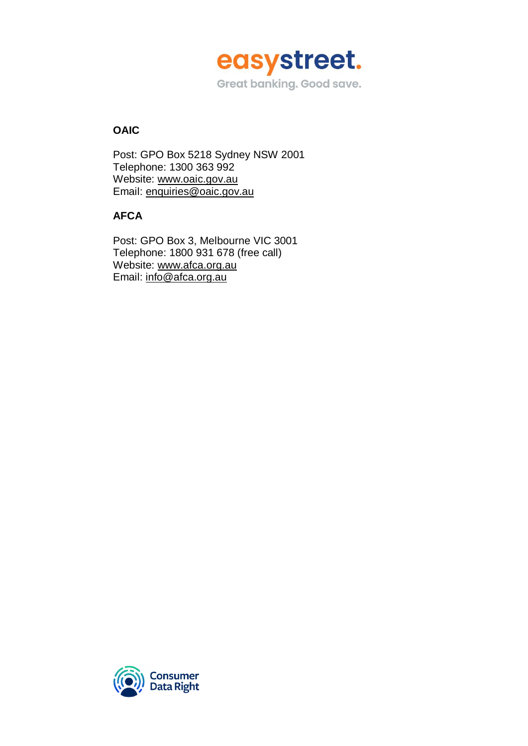**OAIC**

Post: GPO Box 5218 Sydney NSW 2001
Telephone: 1300 363 992
Website: www.oaic.gov.au
Email: enquiries@oaic.gov.au

**AFCA**

Post: GPO Box 3, Melbourne VIC 3001
Telephone: 1800 931 678 (free call)
Website: www.afca.org.au
Email: info@afca.org.au